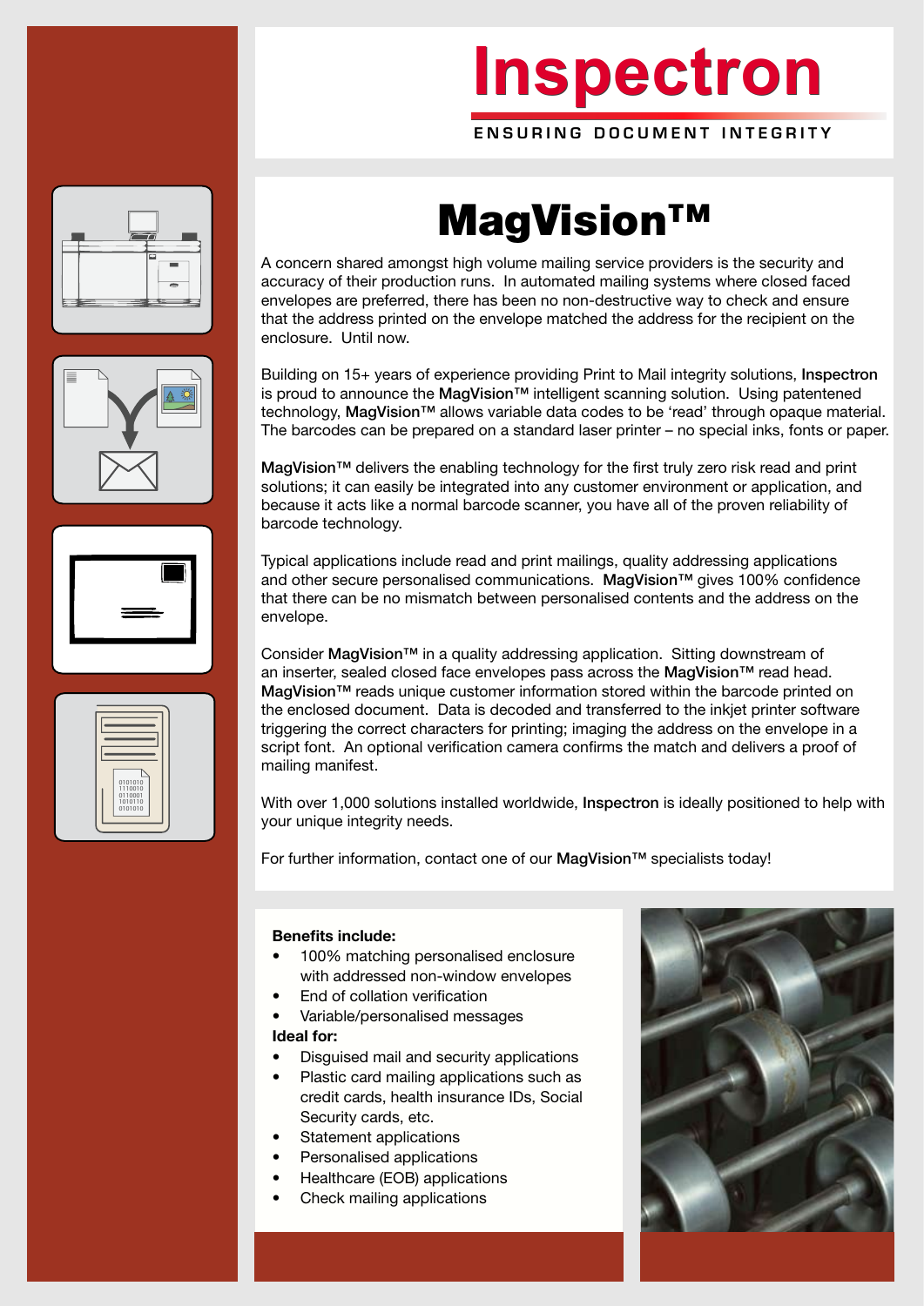# Inspectron

**ENSURING DOCUMENT INTEGRITY**

## MagVision™

A concern shared amongst high volume mailing service providers is the security and accuracy of their production runs. In automated mailing systems where closed faced envelopes are preferred, there has been no non-destructive way to check and ensure that the address printed on the envelope matched the address for the recipient on the enclosure. Until now.

Building on 15+ years of experience providing Print to Mail integrity solutions, **Inspectron** is proud to announce the **MagVision™** intelligent scanning solution. Using patentened technology, **MagVision™** allows variable data codes to be 'read' through opaque material. The barcodes can be prepared on a standard laser printer – no special inks, fonts or paper.

**MagVision™** delivers the enabling technology for the first truly zero risk read and print solutions; it can easily be integrated into any customer environment or application, and because it acts like a normal barcode scanner, you have all of the proven reliability of barcode technology.

Typical applications include read and print mailings, quality addressing applications and other secure personalised communications. **MagVision™** gives 100% confidence that there can be no mismatch between personalised contents and the address on the envelope.

Consider **MagVision™** in a quality addressing application. Sitting downstream of an inserter, sealed closed face envelopes pass across the **MagVision™** read head. **MagVision™** reads unique customer information stored within the barcode printed on the enclosed document. Data is decoded and transferred to the inkjet printer software triggering the correct characters for printing; imaging the address on the envelope in a script font. An optional verification camera confirms the match and delivers a proof of mailing manifest.

With over 1,000 solutions installed worldwide, **Inspectron** is ideally positioned to help with your unique integrity needs.

For further information, contact one of our **MagVision™** specialists today!

**Benefits include:**

- 100% matching personalised enclosure with addressed non-window envelopes
- End of collation verification
- Variable/personalised messages

**Ideal for:**

- Disguised mail and security applications
- Plastic card mailing applications such as credit cards, health insurance IDs, Social Security cards, etc.
- Statement applications
- Personalised applications
- Healthcare (EOB) applications
- Check mailing applications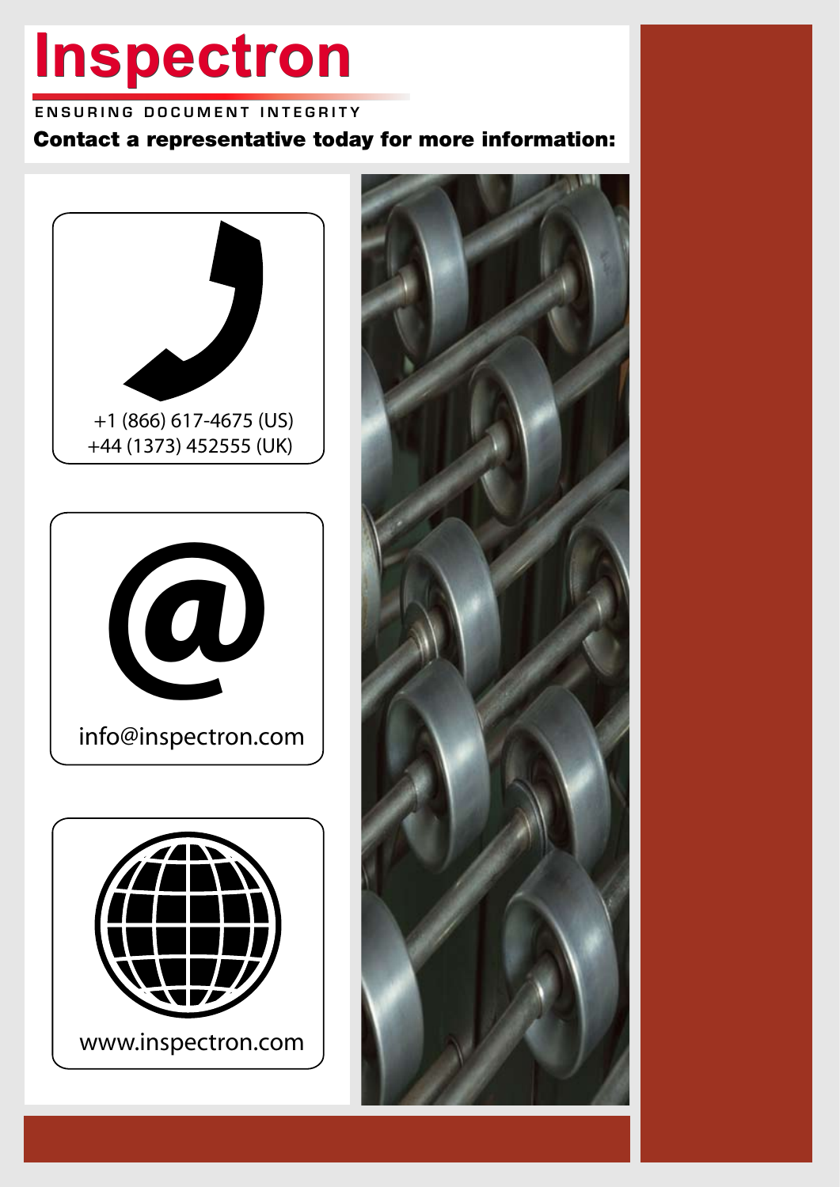# Inspectron

ENSURING DOCUMENT INTEGRITY

**Contact a representative today for more information:**

+1 (866) 617-4675 (US)
+44 (1373) 452555 (UK)

info@inspectron.com

www.inspectron.com